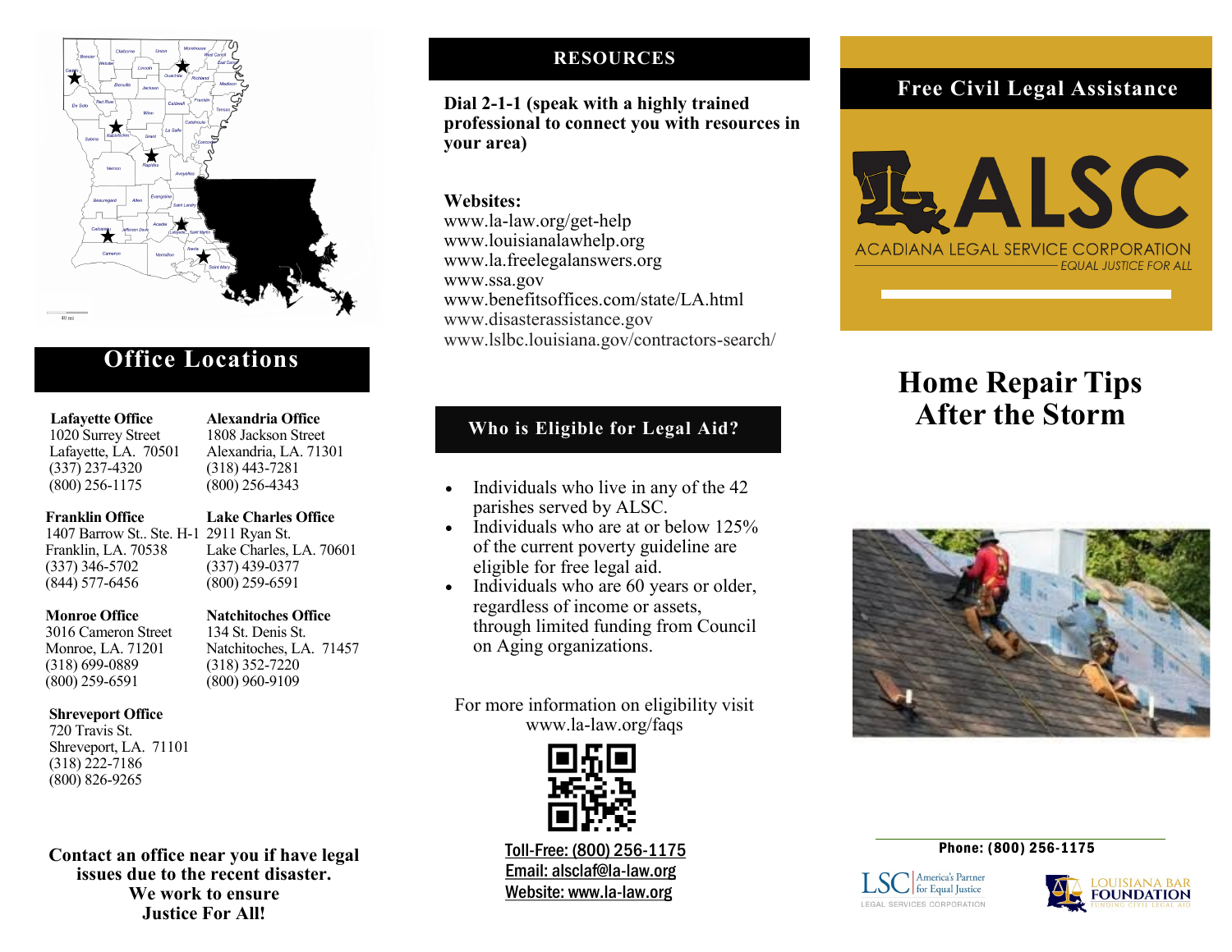## Office Locations

**Lafayette Office**
1020 Surrey Street
Lafayette, LA. 70501
(337) 237-4320
(800) 256-1175

**Alexandria Office**
1808 Jackson Street
Alexandria, LA. 71301
(318) 443-7281
(800) 256-4343

**Franklin Office**
1407 Barrow St.. Ste. H-1
Franklin, LA. 70538
(337) 346-5702
(844) 577-6456

**Lake Charles Office**
2911 Ryan St.
Lake Charles, LA. 70601
(337) 439-0377
(800) 259-6591

**Monroe Office**
3016 Cameron Street
Monroe, LA. 71201
(318) 699-0889
(800) 259-6591

**Natchitoches Office**
134 St. Denis St.
Natchitoches, LA. 71457
(318) 352-7220
(800) 960-9109

**Shreveport Office**
720 Travis St.
Shreveport, LA. 71101
(318) 222-7186
(800) 826-9265

**Contact an office near you if have legal issues due to the recent disaster. We work to ensure Justice For All!**

## RESOURCES

**Dial 2-1-1 (speak with a highly trained professional to connect you with resources in your area)**

**Websites:**
www.la-law.org/get-help
www.louisianalawhelp.org
www.la.freelegalanswers.org
www.ssa.gov
www.benefitsoffices.com/state/LA.html
www.disasterassistance.gov
www.lslbc.louisiana.gov/contractors-search/

## Who is Eligible for Legal Aid?

- Individuals who live in any of the 42 parishes served by ALSC.
- Individuals who are at or below 125% of the current poverty guideline are eligible for free legal aid.
- Individuals who are 60 years or older, regardless of income or assets, through limited funding from Council on Aging organizations.

For more information on eligibility visit www.la-law.org/faqs

Toll-Free: (800) 256-1175
Email: alsclaf@la-law.org
Website: www.la-law.org

## Free Civil Legal Assistance

ALSC
ACADIANA LEGAL SERVICE CORPORATION
EQUAL JUSTICE FOR ALL

# Home Repair Tips After the Storm

Phone: (800) 256-1175

LSC America's Partner for Equal Justice — LEGAL SERVICES CORPORATION

LOUISIANA BAR FOUNDATION — FUNDING CIVIL LEGAL AID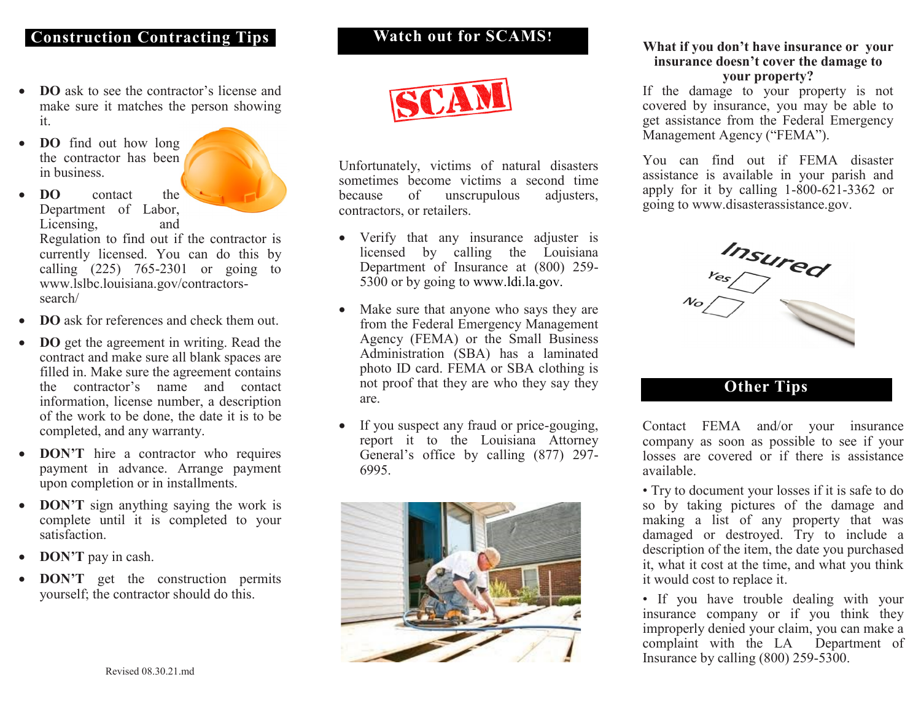## Construction Contracting Tips

- **DO** ask to see the contractor's license and make sure it matches the person showing it.
- **DO** find out how long the contractor has been in business.
- **DO** contact the Department of Labor, Licensing, and Regulation to find out if the contractor is currently licensed. You can do this by calling (225) 765-2301 or going to www.lslbc.louisiana.gov/contractors-search/
- **DO** ask for references and check them out.
- **DO** get the agreement in writing. Read the contract and make sure all blank spaces are filled in. Make sure the agreement contains the contractor's name and contact information, license number, a description of the work to be done, the date it is to be completed, and any warranty.
- **DON'T** hire a contractor who requires payment in advance. Arrange payment upon completion or in installments.
- **DON'T** sign anything saying the work is complete until it is completed to your satisfaction.
- **DON'T** pay in cash.
- **DON'T** get the construction permits yourself; the contractor should do this.

Revised 08.30.21.md

## Watch out for SCAMS!

Unfortunately, victims of natural disasters sometimes become victims a second time because of unscrupulous adjusters, contractors, or retailers.

- Verify that any insurance adjuster is licensed by calling the Louisiana Department of Insurance at (800) 259-5300 or by going to www.ldi.la.gov.
- Make sure that anyone who says they are from the Federal Emergency Management Agency (FEMA) or the Small Business Administration (SBA) has a laminated photo ID card. FEMA or SBA clothing is not proof that they are who they say they are.
- If you suspect any fraud or price-gouging, report it to the Louisiana Attorney General's office by calling (877) 297-6995.

### What if you don't have insurance or your insurance doesn't cover the damage to your property?

If the damage to your property is not covered by insurance, you may be able to get assistance from the Federal Emergency Management Agency ("FEMA").

You can find out if FEMA disaster assistance is available in your parish and apply for it by calling 1-800-621-3362 or going to www.disasterassistance.gov.

## Other Tips

Contact FEMA and/or your insurance company as soon as possible to see if your losses are covered or if there is assistance available.

• Try to document your losses if it is safe to do so by taking pictures of the damage and making a list of any property that was damaged or destroyed. Try to include a description of the item, the date you purchased it, what it cost at the time, and what you think it would cost to replace it.

• If you have trouble dealing with your insurance company or if you think they improperly denied your claim, you can make a complaint with the LA Department of Insurance by calling (800) 259-5300.